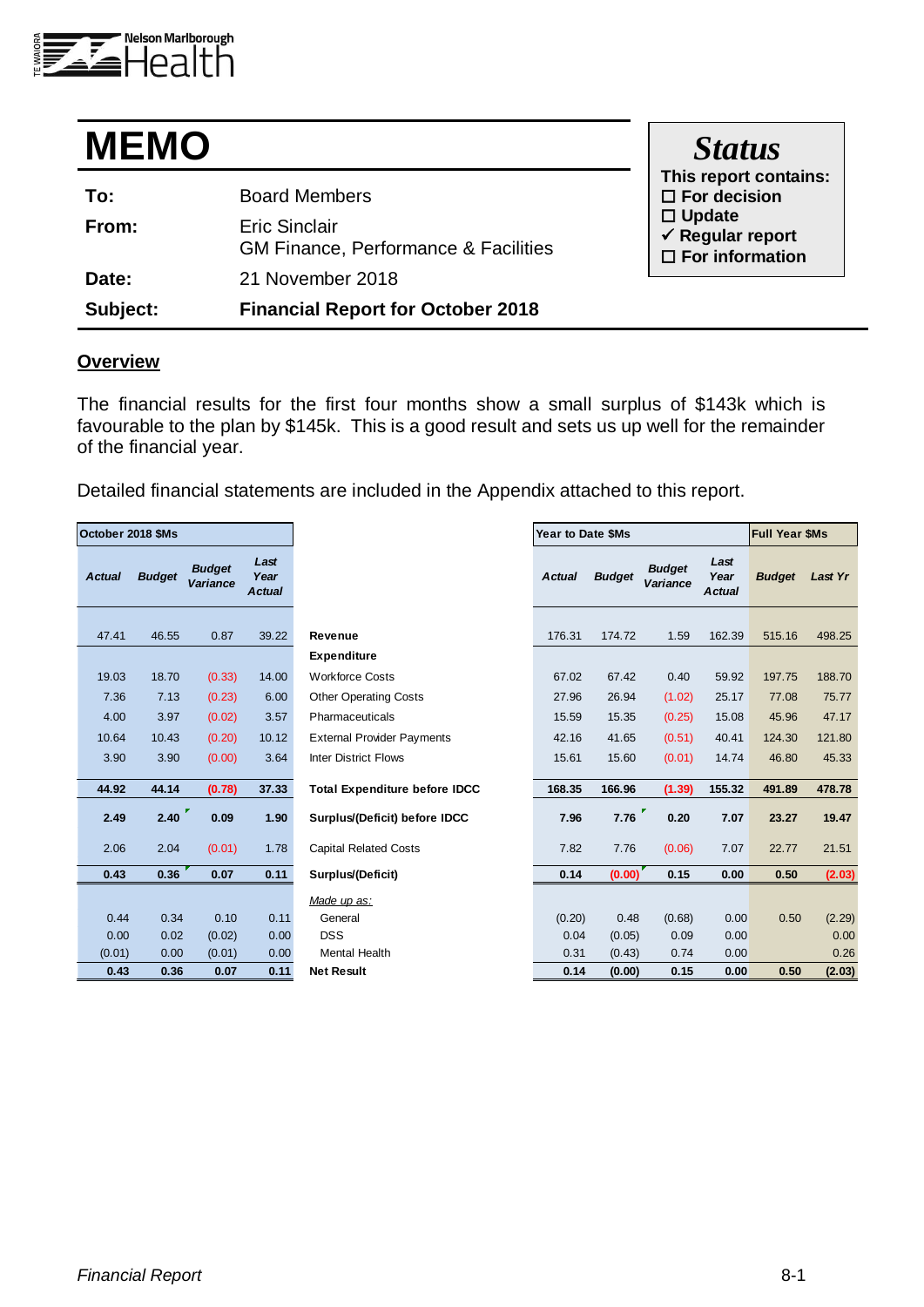Nelson Marlborough Health

# MEMO

| | |
|---|---|
| **To:** | Board Members |
| **From:** | Eric Sinclair<br>GM Finance, Performance & Facilities |
| **Date:** | 21 November 2018 |
| **Subject:** | **Financial Report for October 2018** |

**Status**

**This report contains:**
- ☐ For decision
- ☐ Update
- ✓ Regular report
- ☐ For information

## Overview

The financial results for the first four months show a small surplus of $143k which is favourable to the plan by $145k. This is a good result and sets us up well for the remainder of the financial year.

Detailed financial statements are included in the Appendix attached to this report.

| October 2018 $Ms | | | | | Year to Date $Ms | | | | Full Year $Ms | |
|---|---|---|---|---|---|---|---|---|---|---|
| *Actual* | *Budget* | *Budget Variance* | *Last Year Actual* | | *Actual* | *Budget* | *Budget Variance* | *Last Year Actual* | *Budget* | *Last Yr* |
| 47.41 | 46.55 | 0.87 | 39.22 | **Revenue** | 176.31 | 174.72 | 1.59 | 162.39 | 515.16 | 498.25 |
| | | | | **Expenditure** | | | | | | |
| 19.03 | 18.70 | (0.33) | 14.00 | Workforce Costs | 67.02 | 67.42 | 0.40 | 59.92 | 197.75 | 188.70 |
| 7.36 | 7.13 | (0.23) | 6.00 | Other Operating Costs | 27.96 | 26.94 | (1.02) | 25.17 | 77.08 | 75.77 |
| 4.00 | 3.97 | (0.02) | 3.57 | Pharmaceuticals | 15.59 | 15.35 | (0.25) | 15.08 | 45.96 | 47.17 |
| 10.64 | 10.43 | (0.20) | 10.12 | External Provider Payments | 42.16 | 41.65 | (0.51) | 40.41 | 124.30 | 121.80 |
| 3.90 | 3.90 | (0.00) | 3.64 | Inter District Flows | 15.61 | 15.60 | (0.01) | 14.74 | 46.80 | 45.33 |
| **44.92** | **44.14** | **(0.78)** | **37.33** | **Total Expenditure before IDCC** | **168.35** | **166.96** | **(1.39)** | **155.32** | **491.89** | **478.78** |
| **2.49** | **2.40** | **0.09** | **1.90** | **Surplus/(Deficit) before IDCC** | **7.96** | **7.76** | **0.20** | **7.07** | **23.27** | **19.47** |
| 2.06 | 2.04 | (0.01) | 1.78 | Capital Related Costs | 7.82 | 7.76 | (0.06) | 7.07 | 22.77 | 21.51 |
| **0.43** | **0.36** | **0.07** | **0.11** | **Surplus/(Deficit)** | **0.14** | **(0.00)** | **0.15** | **0.00** | **0.50** | **(2.03)** |
| | | | | *Made up as:* | | | | | | |
| 0.44 | 0.34 | 0.10 | 0.11 | General | (0.20) | 0.48 | (0.68) | 0.00 | 0.50 | (2.29) |
| 0.00 | 0.02 | (0.02) | 0.00 | DSS | 0.04 | (0.05) | 0.09 | 0.00 | | 0.00 |
| (0.01) | 0.00 | (0.01) | 0.00 | Mental Health | 0.31 | (0.43) | 0.74 | 0.00 | | 0.26 |
| **0.43** | **0.36** | **0.07** | **0.11** | **Net Result** | **0.14** | **(0.00)** | **0.15** | **0.00** | **0.50** | **(2.03)** |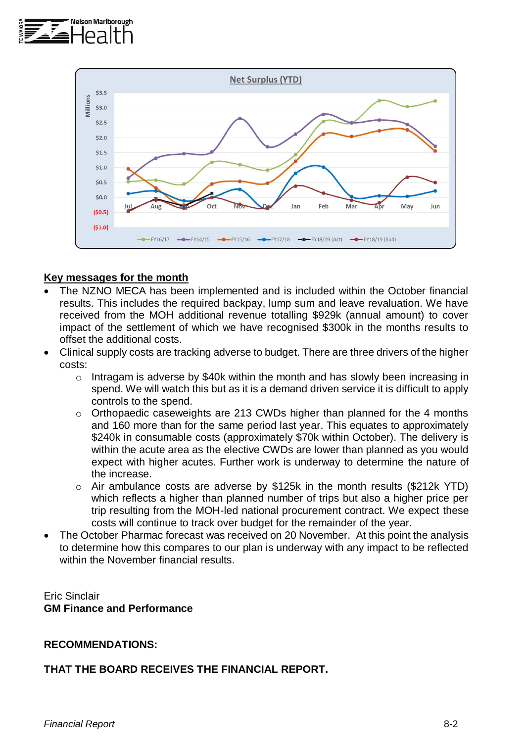Net Surplus (YTD)

## Key messages for the month

- The NZNO MECA has been implemented and is included within the October financial results. This includes the required backpay, lump sum and leave revaluation. We have received from the MOH additional revenue totalling $929k (annual amount) to cover impact of the settlement of which we have recognised $300k in the months results to offset the additional costs.
- Clinical supply costs are tracking adverse to budget. There are three drivers of the higher costs:
  - Intragam is adverse by $40k within the month and has slowly been increasing in spend. We will watch this but as it is a demand driven service it is difficult to apply controls to the spend.
  - Orthopaedic caseweights are 213 CWDs higher than planned for the 4 months and 160 more than for the same period last year. This equates to approximately $240k in consumable costs (approximately $70k within October). The delivery is within the acute area as the elective CWDs are lower than planned as you would expect with higher acutes. Further work is underway to determine the nature of the increase.
  - Air ambulance costs are adverse by $125k in the month results ($212k YTD) which reflects a higher than planned number of trips but also a higher price per trip resulting from the MOH-led national procurement contract. We expect these costs will continue to track over budget for the remainder of the year.
- The October Pharmac forecast was received on 20 November. At this point the analysis to determine how this compares to our plan is underway with any impact to be reflected within the November financial results.

Eric Sinclair
**GM Finance and Performance**

**RECOMMENDATIONS:**

**THAT THE BOARD RECEIVES THE FINANCIAL REPORT.**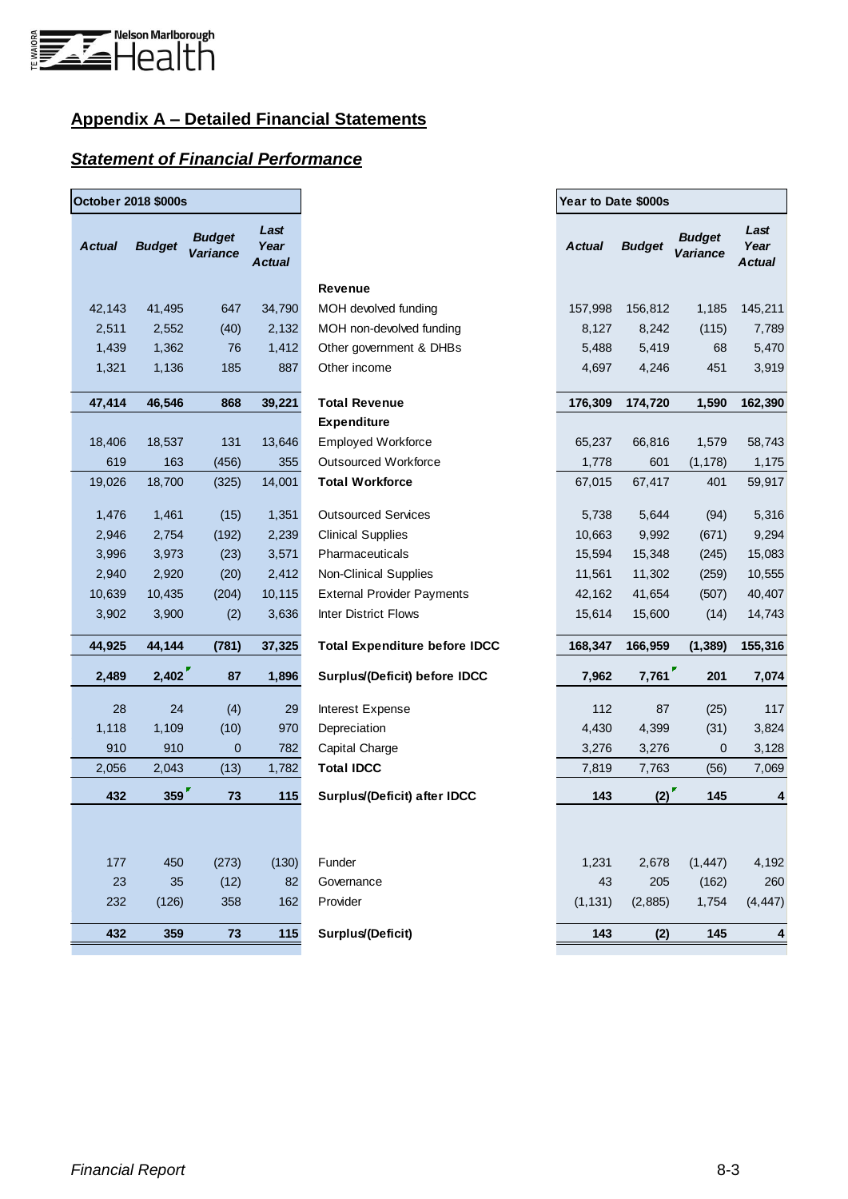## Appendix A – Detailed Financial Statements

### Statement of Financial Performance

| October 2018 $000s | | | | | Year to Date $000s | | | |
|---|---|---|---|---|---|---|---|---|
| **Actual** | **Budget** | **Budget Variance** | **Last Year Actual** | | **Actual** | **Budget** | **Budget Variance** | **Last Year Actual** |
| | | | | **Revenue** | | | | |
| 42,143 | 41,495 | 647 | 34,790 | MOH devolved funding | 157,998 | 156,812 | 1,185 | 145,211 |
| 2,511 | 2,552 | (40) | 2,132 | MOH non-devolved funding | 8,127 | 8,242 | (115) | 7,789 |
| 1,439 | 1,362 | 76 | 1,412 | Other government & DHBs | 5,488 | 5,419 | 68 | 5,470 |
| 1,321 | 1,136 | 185 | 887 | Other income | 4,697 | 4,246 | 451 | 3,919 |
| **47,414** | **46,546** | **868** | **39,221** | **Total Revenue** | **176,309** | **174,720** | **1,590** | **162,390** |
| | | | | **Expenditure** | | | | |
| 18,406 | 18,537 | 131 | 13,646 | Employed Workforce | 65,237 | 66,816 | 1,579 | 58,743 |
| 619 | 163 | (456) | 355 | Outsourced Workforce | 1,778 | 601 | (1,178) | 1,175 |
| 19,026 | 18,700 | (325) | 14,001 | **Total Workforce** | 67,015 | 67,417 | 401 | 59,917 |
| 1,476 | 1,461 | (15) | 1,351 | Outsourced Services | 5,738 | 5,644 | (94) | 5,316 |
| 2,946 | 2,754 | (192) | 2,239 | Clinical Supplies | 10,663 | 9,992 | (671) | 9,294 |
| 3,996 | 3,973 | (23) | 3,571 | Pharmaceuticals | 15,594 | 15,348 | (245) | 15,083 |
| 2,940 | 2,920 | (20) | 2,412 | Non-Clinical Supplies | 11,561 | 11,302 | (259) | 10,555 |
| 10,639 | 10,435 | (204) | 10,115 | External Provider Payments | 42,162 | 41,654 | (507) | 40,407 |
| 3,902 | 3,900 | (2) | 3,636 | Inter District Flows | 15,614 | 15,600 | (14) | 14,743 |
| **44,925** | **44,144** | **(781)** | **37,325** | **Total Expenditure before IDCC** | **168,347** | **166,959** | **(1,389)** | **155,316** |
| **2,489** | **2,402** | **87** | **1,896** | **Surplus/(Deficit) before IDCC** | **7,962** | **7,761** | **201** | **7,074** |
| 28 | 24 | (4) | 29 | Interest Expense | 112 | 87 | (25) | 117 |
| 1,118 | 1,109 | (10) | 970 | Depreciation | 4,430 | 4,399 | (31) | 3,824 |
| 910 | 910 | 0 | 782 | Capital Charge | 3,276 | 3,276 | 0 | 3,128 |
| 2,056 | 2,043 | (13) | 1,782 | **Total IDCC** | 7,819 | 7,763 | (56) | 7,069 |
| **432** | **359** | **73** | **115** | **Surplus/(Deficit) after IDCC** | **143** | **(2)** | **145** | **4** |
| 177 | 450 | (273) | (130) | Funder | 1,231 | 2,678 | (1,447) | 4,192 |
| 23 | 35 | (12) | 82 | Governance | 43 | 205 | (162) | 260 |
| 232 | (126) | 358 | 162 | Provider | (1,131) | (2,885) | 1,754 | (4,447) |
| **432** | **359** | **73** | **115** | **Surplus/(Deficit)** | **143** | **(2)** | **145** | **4** |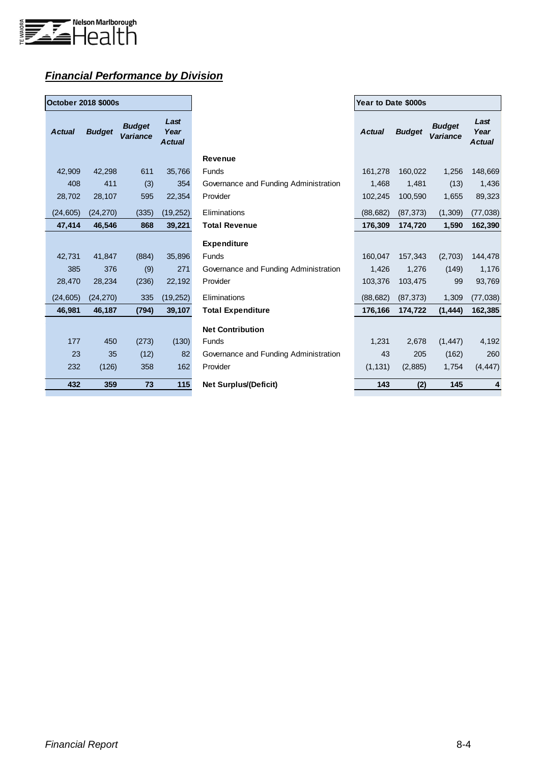## ***Financial Performance by Division***

| October 2018 $000s | | | | | Year to Date $000s | | | |
|---|---|---|---|---|---|---|---|---|
| ***Actual*** | ***Budget*** | ***Budget Variance*** | ***Last Year Actual*** | | ***Actual*** | ***Budget*** | ***Budget Variance*** | ***Last Year Actual*** |
| | | | | **Revenue** | | | | |
| 42,909 | 42,298 | 611 | 35,766 | Funds | 161,278 | 160,022 | 1,256 | 148,669 |
| 408 | 411 | (3) | 354 | Governance and Funding Administration | 1,468 | 1,481 | (13) | 1,436 |
| 28,702 | 28,107 | 595 | 22,354 | Provider | 102,245 | 100,590 | 1,655 | 89,323 |
| (24,605) | (24,270) | (335) | (19,252) | Eliminations | (88,682) | (87,373) | (1,309) | (77,038) |
| **47,414** | **46,546** | **868** | **39,221** | **Total Revenue** | **176,309** | **174,720** | **1,590** | **162,390** |
| | | | | **Expenditure** | | | | |
| 42,731 | 41,847 | (884) | 35,896 | Funds | 160,047 | 157,343 | (2,703) | 144,478 |
| 385 | 376 | (9) | 271 | Governance and Funding Administration | 1,426 | 1,276 | (149) | 1,176 |
| 28,470 | 28,234 | (236) | 22,192 | Provider | 103,376 | 103,475 | 99 | 93,769 |
| (24,605) | (24,270) | 335 | (19,252) | Eliminations | (88,682) | (87,373) | 1,309 | (77,038) |
| **46,981** | **46,187** | **(794)** | **39,107** | **Total Expenditure** | **176,166** | **174,722** | **(1,444)** | **162,385** |
| | | | | **Net Contribution** | | | | |
| 177 | 450 | (273) | (130) | Funds | 1,231 | 2,678 | (1,447) | 4,192 |
| 23 | 35 | (12) | 82 | Governance and Funding Administration | 43 | 205 | (162) | 260 |
| 232 | (126) | 358 | 162 | Provider | (1,131) | (2,885) | 1,754 | (4,447) |
| **432** | **359** | **73** | **115** | **Net Surplus/(Deficit)** | **143** | **(2)** | **145** | **4** |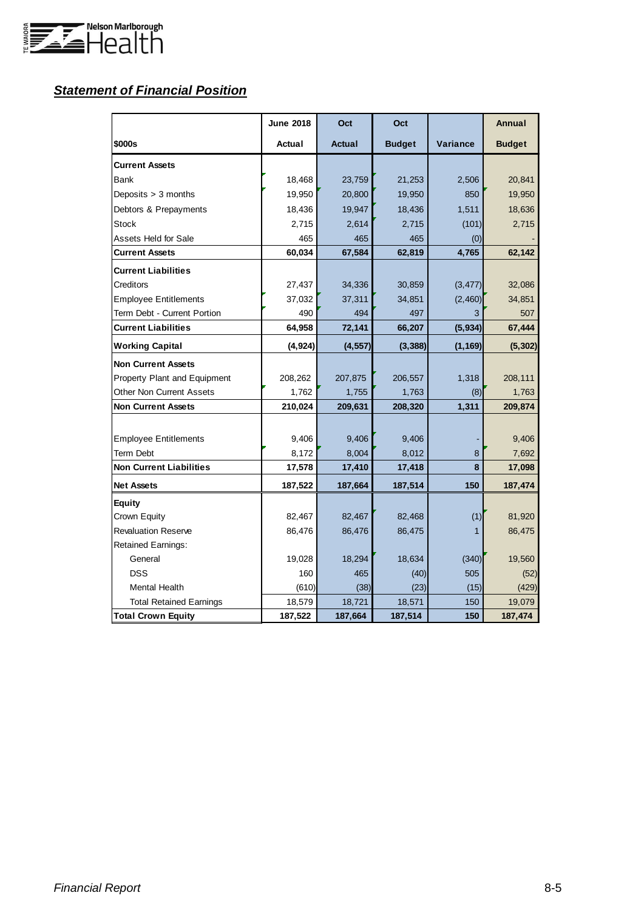## ***Statement of Financial Position***

| $000s | June 2018 Actual | Oct Actual | Oct Budget | Variance | Annual Budget |
|---|---|---|---|---|---|
| **Current Assets** | | | | | |
| Bank | 18,468 | 23,759 | 21,253 | 2,506 | 20,841 |
| Deposits > 3 months | 19,950 | 20,800 | 19,950 | 850 | 19,950 |
| Debtors & Prepayments | 18,436 | 19,947 | 18,436 | 1,511 | 18,636 |
| Stock | 2,715 | 2,614 | 2,715 | (101) | 2,715 |
| Assets Held for Sale | 465 | 465 | 465 | (0) | - |
| **Current Assets** | **60,034** | **67,584** | **62,819** | **4,765** | **62,142** |
| **Current Liabilities** | | | | | |
| Creditors | 27,437 | 34,336 | 30,859 | (3,477) | 32,086 |
| Employee Entitlements | 37,032 | 37,311 | 34,851 | (2,460) | 34,851 |
| Term Debt - Current Portion | 490 | 494 | 497 | 3 | 507 |
| **Current Liabilities** | **64,958** | **72,141** | **66,207** | **(5,934)** | **67,444** |
| **Working Capital** | **(4,924)** | **(4,557)** | **(3,388)** | **(1,169)** | **(5,302)** |
| **Non Current Assets** | | | | | |
| Property Plant and Equipment | 208,262 | 207,875 | 206,557 | 1,318 | 208,111 |
| Other Non Current Assets | 1,762 | 1,755 | 1,763 | (8) | 1,763 |
| **Non Current Assets** | **210,024** | **209,631** | **208,320** | **1,311** | **209,874** |
| Employee Entitlements | 9,406 | 9,406 | 9,406 | - | 9,406 |
| Term Debt | 8,172 | 8,004 | 8,012 | 8 | 7,692 |
| **Non Current Liabilities** | **17,578** | **17,410** | **17,418** | **8** | **17,098** |
| **Net Assets** | **187,522** | **187,664** | **187,514** | **150** | **187,474** |
| **Equity** | | | | | |
| Crown Equity | 82,467 | 82,467 | 82,468 | (1) | 81,920 |
| Revaluation Reserve | 86,476 | 86,476 | 86,475 | 1 | 86,475 |
| Retained Earnings: | | | | | |
| General | 19,028 | 18,294 | 18,634 | (340) | 19,560 |
| DSS | 160 | 465 | (40) | 505 | (52) |
| Mental Health | (610) | (38) | (23) | (15) | (429) |
| Total Retained Earnings | 18,579 | 18,721 | 18,571 | 150 | 19,079 |
| **Total Crown Equity** | **187,522** | **187,664** | **187,514** | **150** | **187,474** |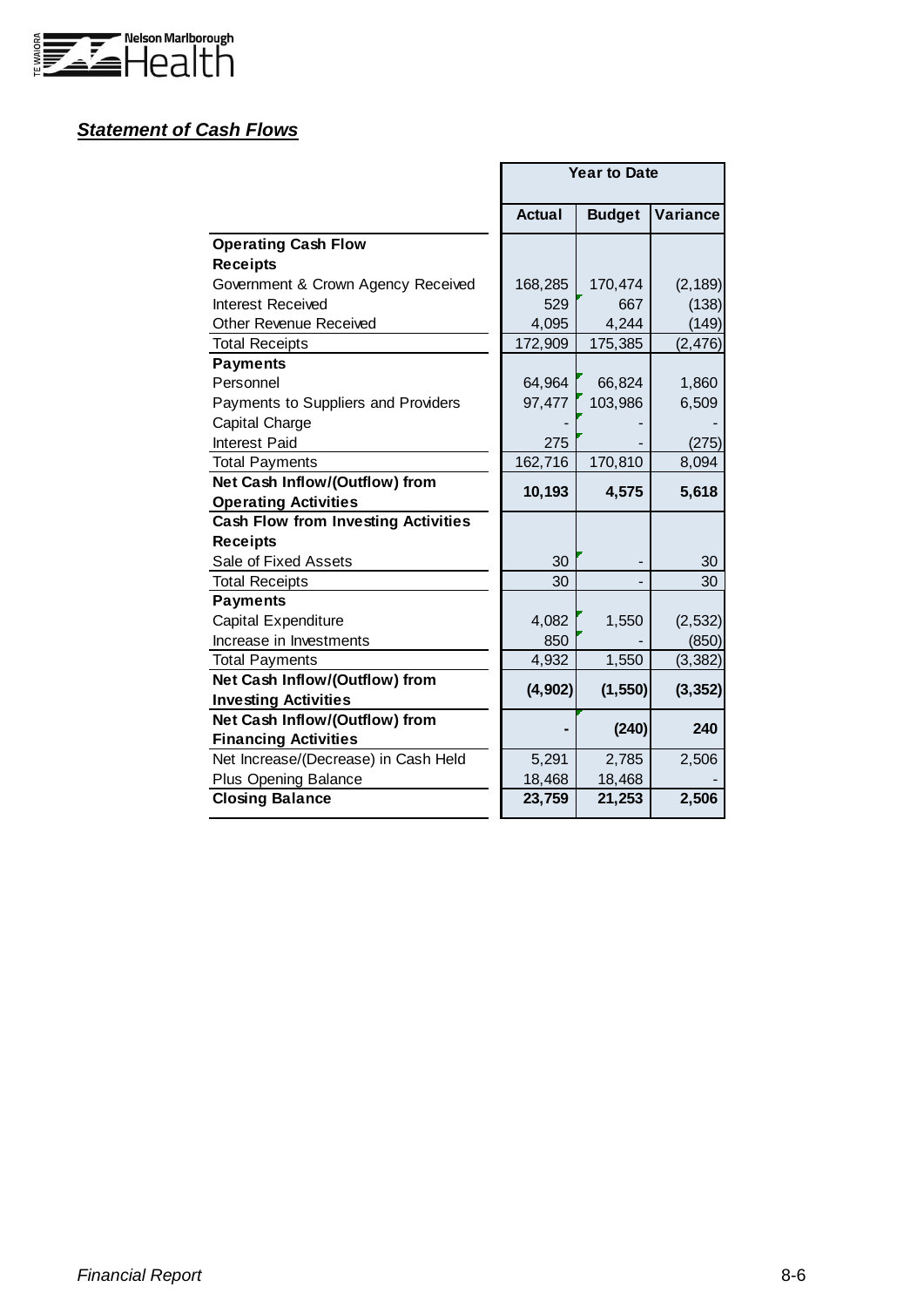***Statement of Cash Flows***

| | Year to Date | | |
|---|---|---|---|
| | **Actual** | **Budget** | **Variance** |
| **Operating Cash Flow** | | | |
| **Receipts** | | | |
| Government & Crown Agency Received | 168,285 | 170,474 | (2,189) |
| Interest Received | 529 | 667 | (138) |
| Other Revenue Received | 4,095 | 4,244 | (149) |
| Total Receipts | 172,909 | 175,385 | (2,476) |
| **Payments** | | | |
| Personnel | 64,964 | 66,824 | 1,860 |
| Payments to Suppliers and Providers | 97,477 | 103,986 | 6,509 |
| Capital Charge | - | - | - |
| Interest Paid | 275 | - | (275) |
| Total Payments | 162,716 | 170,810 | 8,094 |
| **Net Cash Inflow/(Outflow) from Operating Activities** | **10,193** | **4,575** | **5,618** |
| **Cash Flow from Investing Activities** | | | |
| **Receipts** | | | |
| Sale of Fixed Assets | 30 | - | 30 |
| Total Receipts | 30 | - | 30 |
| **Payments** | | | |
| Capital Expenditure | 4,082 | 1,550 | (2,532) |
| Increase in Investments | 850 | - | (850) |
| Total Payments | 4,932 | 1,550 | (3,382) |
| **Net Cash Inflow/(Outflow) from Investing Activities** | **(4,902)** | **(1,550)** | **(3,352)** |
| **Net Cash Inflow/(Outflow) from Financing Activities** | **-** | **(240)** | **240** |
| Net Increase/(Decrease) in Cash Held | 5,291 | 2,785 | 2,506 |
| Plus Opening Balance | 18,468 | 18,468 | - |
| **Closing Balance** | **23,759** | **21,253** | **2,506** |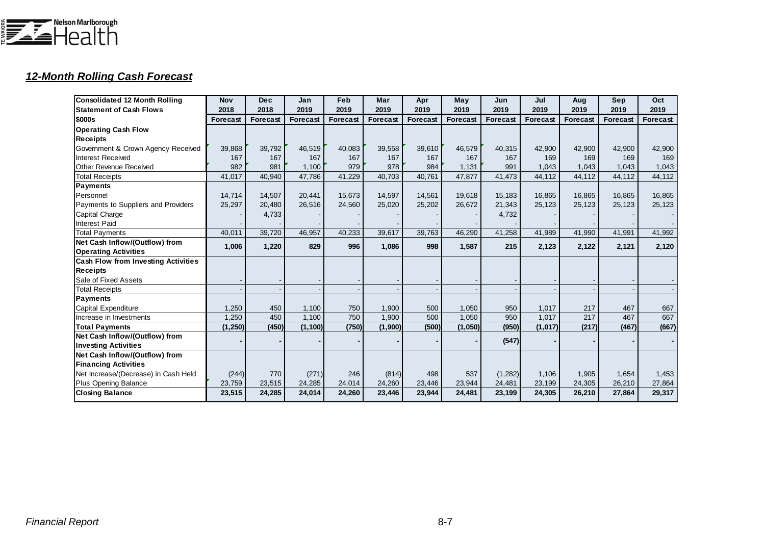## *12-Month Rolling Cash Forecast*

| Consolidated 12 Month Rolling Statement of Cash Flows $000s | Nov 2018 Forecast | Dec 2018 Forecast | Jan 2019 Forecast | Feb 2019 Forecast | Mar 2019 Forecast | Apr 2019 Forecast | May 2019 Forecast | Jun 2019 Forecast | Jul 2019 Forecast | Aug 2019 Forecast | Sep 2019 Forecast | Oct 2019 Forecast |
|---|---|---|---|---|---|---|---|---|---|---|---|---|
| **Operating Cash Flow** | | | | | | | | | | | | |
| **Receipts** | | | | | | | | | | | | |
| Government & Crown Agency Received | 39,868 | 39,792 | 46,519 | 40,083 | 39,558 | 39,610 | 46,579 | 40,315 | 42,900 | 42,900 | 42,900 | 42,900 |
| Interest Received | 167 | 167 | 167 | 167 | 167 | 167 | 167 | 167 | 169 | 169 | 169 | 169 |
| Other Revenue Received | 982 | 981 | 1,100 | 979 | 978 | 984 | 1,131 | 991 | 1,043 | 1,043 | 1,043 | 1,043 |
| Total Receipts | 41,017 | 40,940 | 47,786 | 41,229 | 40,703 | 40,761 | 47,877 | 41,473 | 44,112 | 44,112 | 44,112 | 44,112 |
| **Payments** | | | | | | | | | | | | |
| Personnel | 14,714 | 14,507 | 20,441 | 15,673 | 14,597 | 14,561 | 19,618 | 15,183 | 16,865 | 16,865 | 16,865 | 16,865 |
| Payments to Suppliers and Providers | 25,297 | 20,480 | 26,516 | 24,560 | 25,020 | 25,202 | 26,672 | 21,343 | 25,123 | 25,123 | 25,123 | 25,123 |
| Capital Charge | - | 4,733 | - | - | - | - | - | 4,732 | - | - | - | - |
| Interest Paid | - | - | - | - | - | - | - | - | - | - | - | - |
| Total Payments | 40,011 | 39,720 | 46,957 | 40,233 | 39,617 | 39,763 | 46,290 | 41,258 | 41,989 | 41,990 | 41,991 | 41,992 |
| **Net Cash Inflow/(Outflow) from Operating Activities** | **1,006** | **1,220** | **829** | **996** | **1,086** | **998** | **1,587** | **215** | **2,123** | **2,122** | **2,121** | **2,120** |
| **Cash Flow from Investing Activities** | | | | | | | | | | | | |
| **Receipts** | | | | | | | | | | | | |
| Sale of Fixed Assets | - | - | - | - | - | - | - | - | - | - | - | - |
| Total Receipts | - | - | - | - | - | - | - | - | - | - | - | - |
| **Payments** | | | | | | | | | | | | |
| Capital Expenditure | 1,250 | 450 | 1,100 | 750 | 1,900 | 500 | 1,050 | 950 | 1,017 | 217 | 467 | 667 |
| Increase in Investments | 1,250 | 450 | 1,100 | 750 | 1,900 | 500 | 1,050 | 950 | 1,017 | 217 | 467 | 667 |
| **Total Payments** | **(1,250)** | **(450)** | **(1,100)** | **(750)** | **(1,900)** | **(500)** | **(1,050)** | **(950)** | **(1,017)** | **(217)** | **(467)** | **(667)** |
| **Net Cash Inflow/(Outflow) from Investing Activities** | **-** | **-** | **-** | **-** | **-** | **-** | **-** | **(547)** | **-** | **-** | **-** | **-** |
| **Net Cash Inflow/(Outflow) from Financing Activities** | | | | | | | | | | | | |
| Net Increase/(Decrease) in Cash Held | (244) | 770 | (271) | 246 | (814) | 498 | 537 | (1,282) | 1,106 | 1,905 | 1,654 | 1,453 |
| Plus Opening Balance | 23,759 | 23,515 | 24,285 | 24,014 | 24,260 | 23,446 | 23,944 | 24,481 | 23,199 | 24,305 | 26,210 | 27,864 |
| **Closing Balance** | **23,515** | **24,285** | **24,014** | **24,260** | **23,446** | **23,944** | **24,481** | **23,199** | **24,305** | **26,210** | **27,864** | **29,317** |